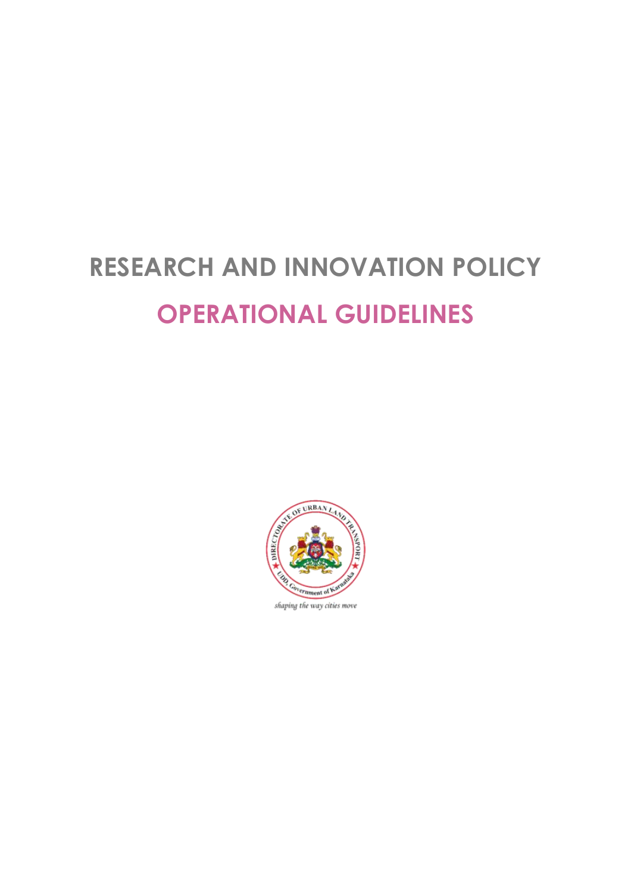# RESEARCH AND INNOVATION POLICY

## OPERATIONAL GUIDELINES

*shaping the way cities move*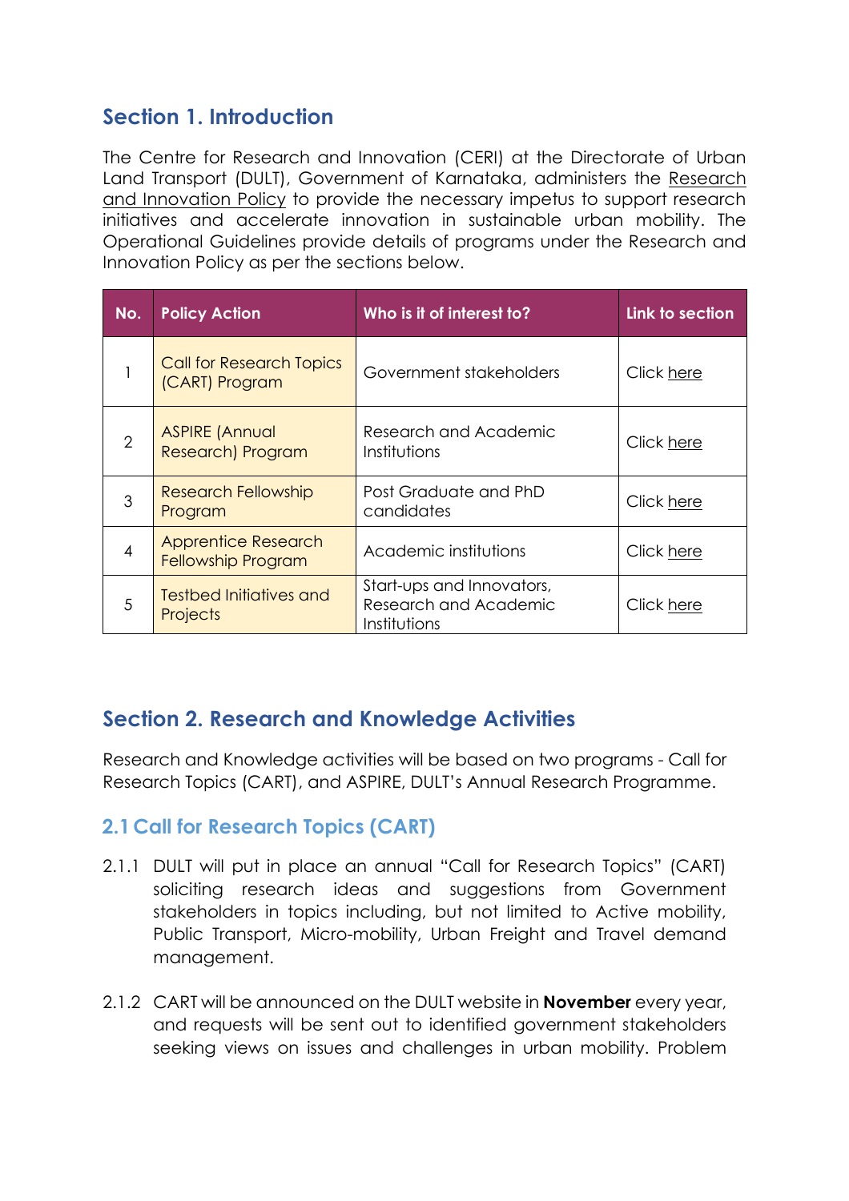## Section 1. Introduction

The Centre for Research and Innovation (CERI) at the Directorate of Urban Land Transport (DULT), Government of Karnataka, administers the Research and Innovation Policy to provide the necessary impetus to support research initiatives and accelerate innovation in sustainable urban mobility. The Operational Guidelines provide details of programs under the Research and Innovation Policy as per the sections below.

| No. | Policy Action | Who is it of interest to? | Link to section |
|---|---|---|---|
| 1 | Call for Research Topics (CART) Program | Government stakeholders | Click here |
| 2 | ASPIRE (Annual Research) Program | Research and Academic Institutions | Click here |
| 3 | Research Fellowship Program | Post Graduate and PhD candidates | Click here |
| 4 | Apprentice Research Fellowship Program | Academic institutions | Click here |
| 5 | Testbed Initiatives and Projects | Start-ups and Innovators, Research and Academic Institutions | Click here |

## Section 2. Research and Knowledge Activities

Research and Knowledge activities will be based on two programs - Call for Research Topics (CART), and ASPIRE, DULT's Annual Research Programme.

### 2.1 Call for Research Topics (CART)

2.1.1 DULT will put in place an annual "Call for Research Topics" (CART) soliciting research ideas and suggestions from Government stakeholders in topics including, but not limited to Active mobility, Public Transport, Micro-mobility, Urban Freight and Travel demand management.

2.1.2 CART will be announced on the DULT website in **November** every year, and requests will be sent out to identified government stakeholders seeking views on issues and challenges in urban mobility. Problem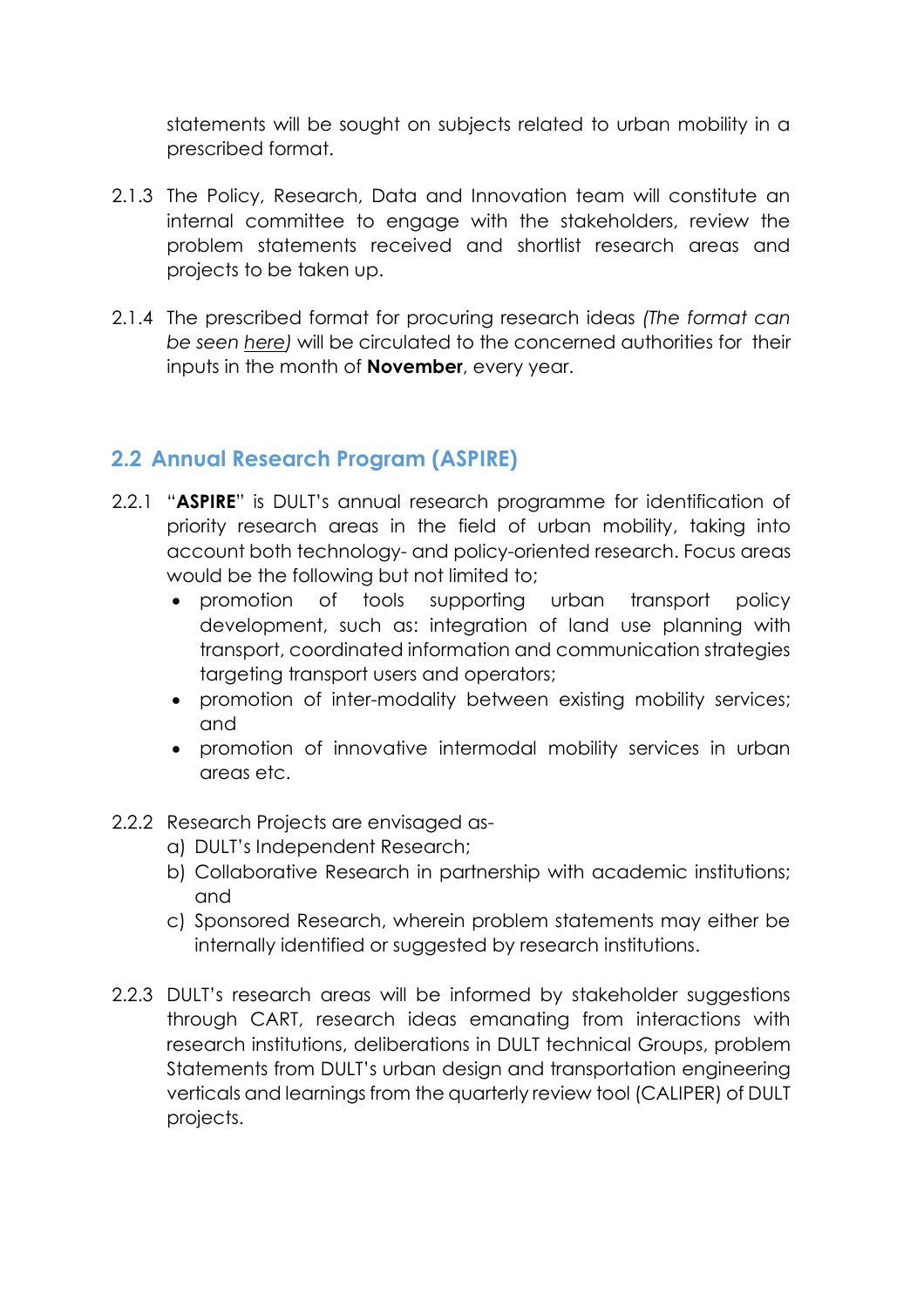statements will be sought on subjects related to urban mobility in a prescribed format.

2.1.3 The Policy, Research, Data and Innovation team will constitute an internal committee to engage with the stakeholders, review the problem statements received and shortlist research areas and projects to be taken up.

2.1.4 The prescribed format for procuring research ideas *(The format can be seen here)* will be circulated to the concerned authorities for their inputs in the month of **November**, every year.

## 2.2 Annual Research Program (ASPIRE)

2.2.1 "**ASPIRE**" is DULT's annual research programme for identification of priority research areas in the field of urban mobility, taking into account both technology- and policy-oriented research. Focus areas would be the following but not limited to;

- promotion of tools supporting urban transport policy development, such as: integration of land use planning with transport, coordinated information and communication strategies targeting transport users and operators;
- promotion of inter-modality between existing mobility services; and
- promotion of innovative intermodal mobility services in urban areas etc.

2.2.2 Research Projects are envisaged as-

a) DULT's Independent Research;
b) Collaborative Research in partnership with academic institutions; and
c) Sponsored Research, wherein problem statements may either be internally identified or suggested by research institutions.

2.2.3 DULT's research areas will be informed by stakeholder suggestions through CART, research ideas emanating from interactions with research institutions, deliberations in DULT technical Groups, problem Statements from DULT's urban design and transportation engineering verticals and learnings from the quarterly review tool (CALIPER) of DULT projects.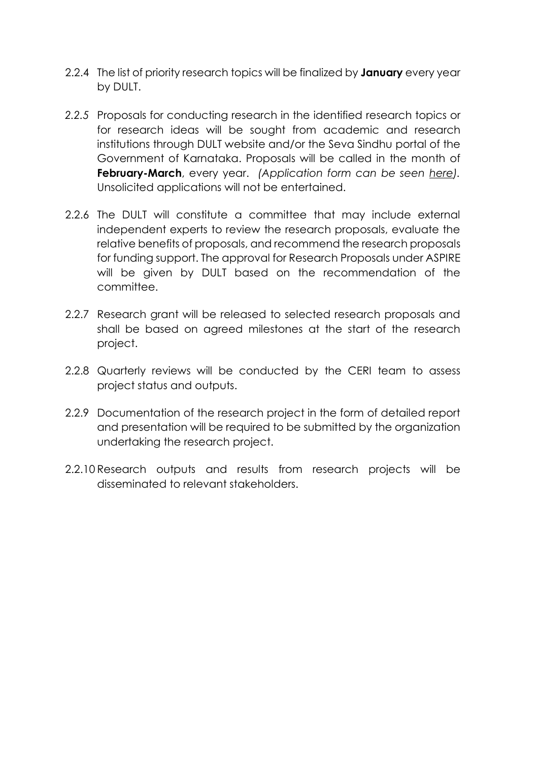2.2.4 The list of priority research topics will be finalized by **January** every year by DULT.

*2.2.5* Proposals for conducting research in the identified research topics or for research ideas will be sought from academic and research institutions through DULT website and/or the Seva Sindhu portal of the Government of Karnataka. Proposals will be called in the month of **February-March**, every year. *(Application form can be seen here)*. Unsolicited applications will not be entertained.

2.2.6 The DULT will constitute a committee that may include external independent experts to review the research proposals, evaluate the relative benefits of proposals, and recommend the research proposals for funding support. The approval for Research Proposals under ASPIRE will be given by DULT based on the recommendation of the committee.

2.2.7 Research grant will be released to selected research proposals and shall be based on agreed milestones at the start of the research project.

2.2.8 Quarterly reviews will be conducted by the CERI team to assess project status and outputs.

2.2.9 Documentation of the research project in the form of detailed report and presentation will be required to be submitted by the organization undertaking the research project.

2.2.10 Research outputs and results from research projects will be disseminated to relevant stakeholders.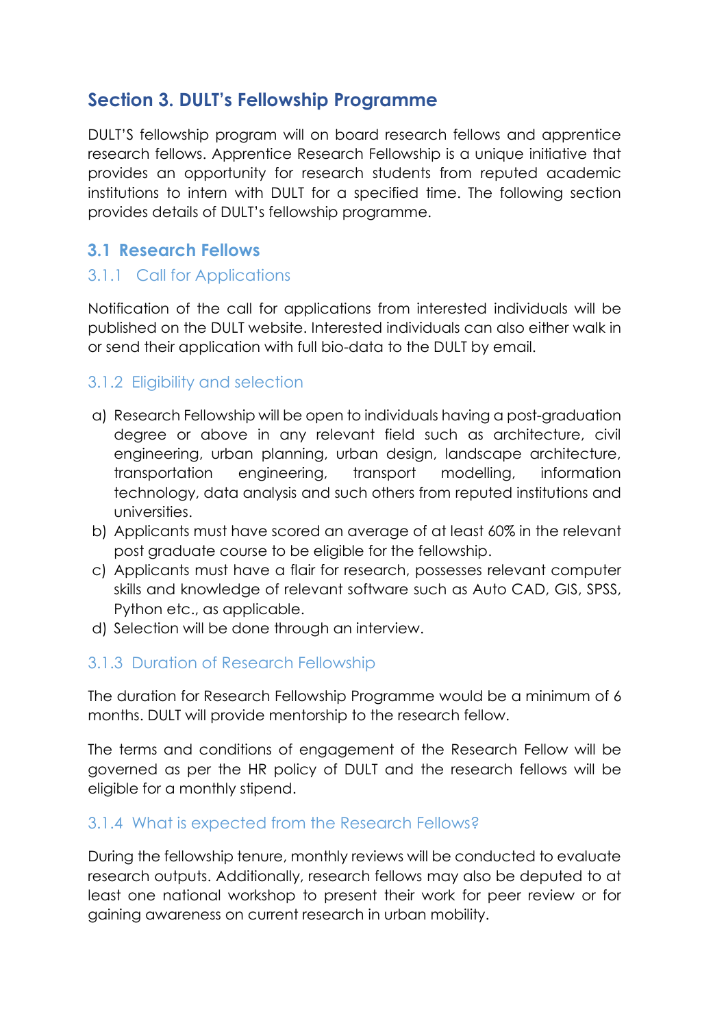## Section 3. DULT's Fellowship Programme

DULT'S fellowship program will on board research fellows and apprentice research fellows. Apprentice Research Fellowship is a unique initiative that provides an opportunity for research students from reputed academic institutions to intern with DULT for a specified time. The following section provides details of DULT's fellowship programme.

### 3.1 Research Fellows

#### 3.1.1 Call for Applications

Notification of the call for applications from interested individuals will be published on the DULT website. Interested individuals can also either walk in or send their application with full bio-data to the DULT by email.

#### 3.1.2 Eligibility and selection

a) Research Fellowship will be open to individuals having a post-graduation degree or above in any relevant field such as architecture, civil engineering, urban planning, urban design, landscape architecture, transportation engineering, transport modelling, information technology, data analysis and such others from reputed institutions and universities.
b) Applicants must have scored an average of at least 60% in the relevant post graduate course to be eligible for the fellowship.
c) Applicants must have a flair for research, possesses relevant computer skills and knowledge of relevant software such as Auto CAD, GIS, SPSS, Python etc., as applicable.
d) Selection will be done through an interview.

#### 3.1.3 Duration of Research Fellowship

The duration for Research Fellowship Programme would be a minimum of 6 months. DULT will provide mentorship to the research fellow.

The terms and conditions of engagement of the Research Fellow will be governed as per the HR policy of DULT and the research fellows will be eligible for a monthly stipend.

#### 3.1.4 What is expected from the Research Fellows?

During the fellowship tenure, monthly reviews will be conducted to evaluate research outputs. Additionally, research fellows may also be deputed to at least one national workshop to present their work for peer review or for gaining awareness on current research in urban mobility.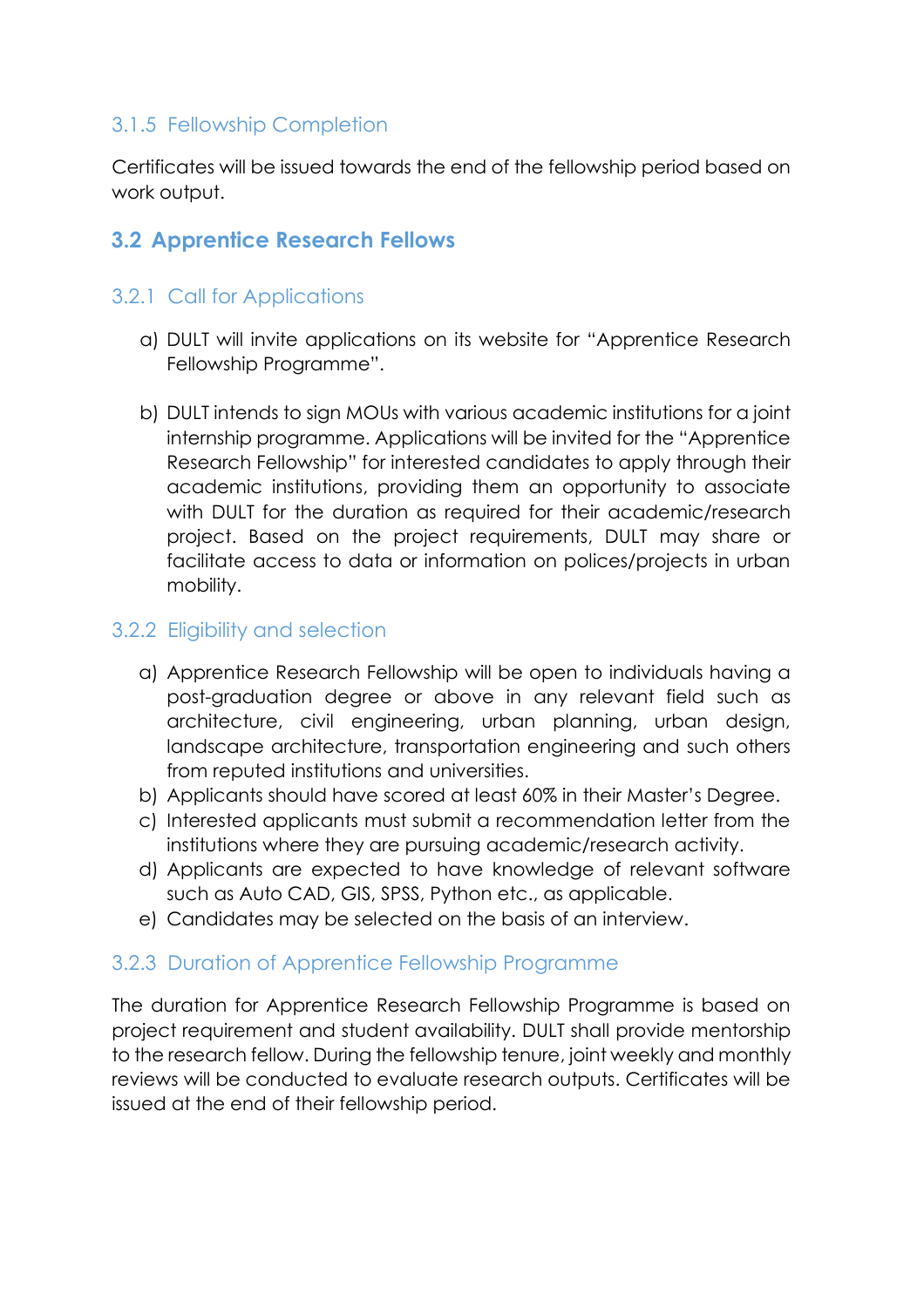#### 3.1.5 Fellowship Completion

Certificates will be issued towards the end of the fellowship period based on work output.

### 3.2 Apprentice Research Fellows

#### 3.2.1 Call for Applications

a) DULT will invite applications on its website for "Apprentice Research Fellowship Programme".

b) DULT intends to sign MOUs with various academic institutions for a joint internship programme. Applications will be invited for the "Apprentice Research Fellowship" for interested candidates to apply through their academic institutions, providing them an opportunity to associate with DULT for the duration as required for their academic/research project. Based on the project requirements, DULT may share or facilitate access to data or information on polices/projects in urban mobility.

#### 3.2.2 Eligibility and selection

a) Apprentice Research Fellowship will be open to individuals having a post-graduation degree or above in any relevant field such as architecture, civil engineering, urban planning, urban design, landscape architecture, transportation engineering and such others from reputed institutions and universities.
b) Applicants should have scored at least 60% in their Master's Degree.
c) Interested applicants must submit a recommendation letter from the institutions where they are pursuing academic/research activity.
d) Applicants are expected to have knowledge of relevant software such as Auto CAD, GIS, SPSS, Python etc., as applicable.
e) Candidates may be selected on the basis of an interview.

#### 3.2.3 Duration of Apprentice Fellowship Programme

The duration for Apprentice Research Fellowship Programme is based on project requirement and student availability. DULT shall provide mentorship to the research fellow. During the fellowship tenure, joint weekly and monthly reviews will be conducted to evaluate research outputs. Certificates will be issued at the end of their fellowship period.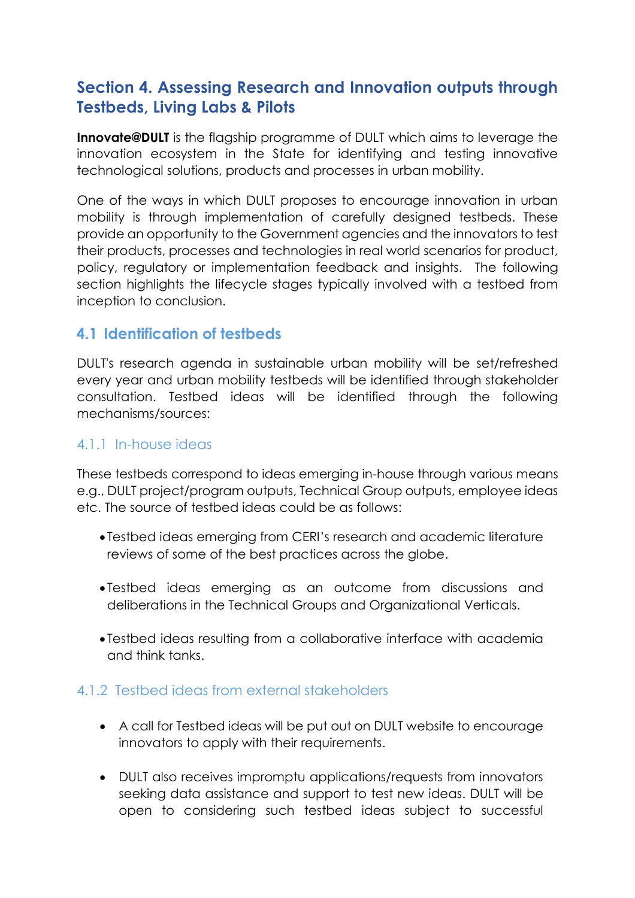## Section 4. Assessing Research and Innovation outputs through Testbeds, Living Labs & Pilots

**Innovate@DULT** is the flagship programme of DULT which aims to leverage the innovation ecosystem in the State for identifying and testing innovative technological solutions, products and processes in urban mobility.

One of the ways in which DULT proposes to encourage innovation in urban mobility is through implementation of carefully designed testbeds. These provide an opportunity to the Government agencies and the innovators to test their products, processes and technologies in real world scenarios for product, policy, regulatory or implementation feedback and insights. The following section highlights the lifecycle stages typically involved with a testbed from inception to conclusion.

### 4.1 Identification of testbeds

DULT's research agenda in sustainable urban mobility will be set/refreshed every year and urban mobility testbeds will be identified through stakeholder consultation. Testbed ideas will be identified through the following mechanisms/sources:

#### 4.1.1 In-house ideas

These testbeds correspond to ideas emerging in-house through various means e.g., DULT project/program outputs, Technical Group outputs, employee ideas etc. The source of testbed ideas could be as follows:

- Testbed ideas emerging from CERI's research and academic literature reviews of some of the best practices across the globe.
- Testbed ideas emerging as an outcome from discussions and deliberations in the Technical Groups and Organizational Verticals.
- Testbed ideas resulting from a collaborative interface with academia and think tanks.

#### 4.1.2 Testbed ideas from external stakeholders

- A call for Testbed ideas will be put out on DULT website to encourage innovators to apply with their requirements.
- DULT also receives impromptu applications/requests from innovators seeking data assistance and support to test new ideas. DULT will be open to considering such testbed ideas subject to successful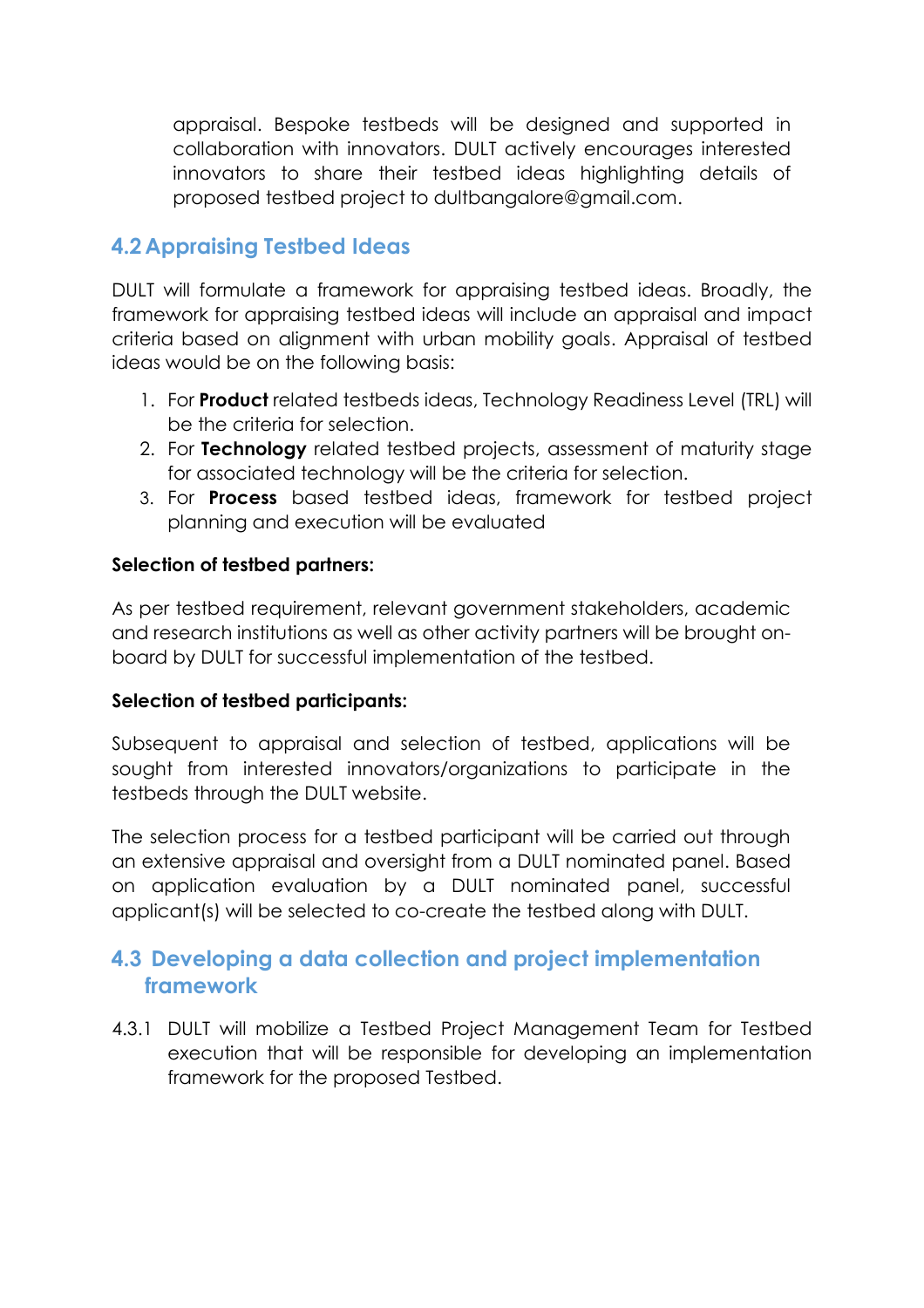appraisal. Bespoke testbeds will be designed and supported in collaboration with innovators. DULT actively encourages interested innovators to share their testbed ideas highlighting details of proposed testbed project to dultbangalore@gmail.com.

## 4.2 Appraising Testbed Ideas

DULT will formulate a framework for appraising testbed ideas. Broadly, the framework for appraising testbed ideas will include an appraisal and impact criteria based on alignment with urban mobility goals. Appraisal of testbed ideas would be on the following basis:

1. For **Product** related testbeds ideas, Technology Readiness Level (TRL) will be the criteria for selection.
2. For **Technology** related testbed projects, assessment of maturity stage for associated technology will be the criteria for selection.
3. For **Process** based testbed ideas, framework for testbed project planning and execution will be evaluated

**Selection of testbed partners:**

As per testbed requirement, relevant government stakeholders, academic and research institutions as well as other activity partners will be brought on-board by DULT for successful implementation of the testbed.

**Selection of testbed participants:**

Subsequent to appraisal and selection of testbed, applications will be sought from interested innovators/organizations to participate in the testbeds through the DULT website.

The selection process for a testbed participant will be carried out through an extensive appraisal and oversight from a DULT nominated panel. Based on application evaluation by a DULT nominated panel, successful applicant(s) will be selected to co-create the testbed along with DULT.

## 4.3 Developing a data collection and project implementation framework

4.3.1 DULT will mobilize a Testbed Project Management Team for Testbed execution that will be responsible for developing an implementation framework for the proposed Testbed.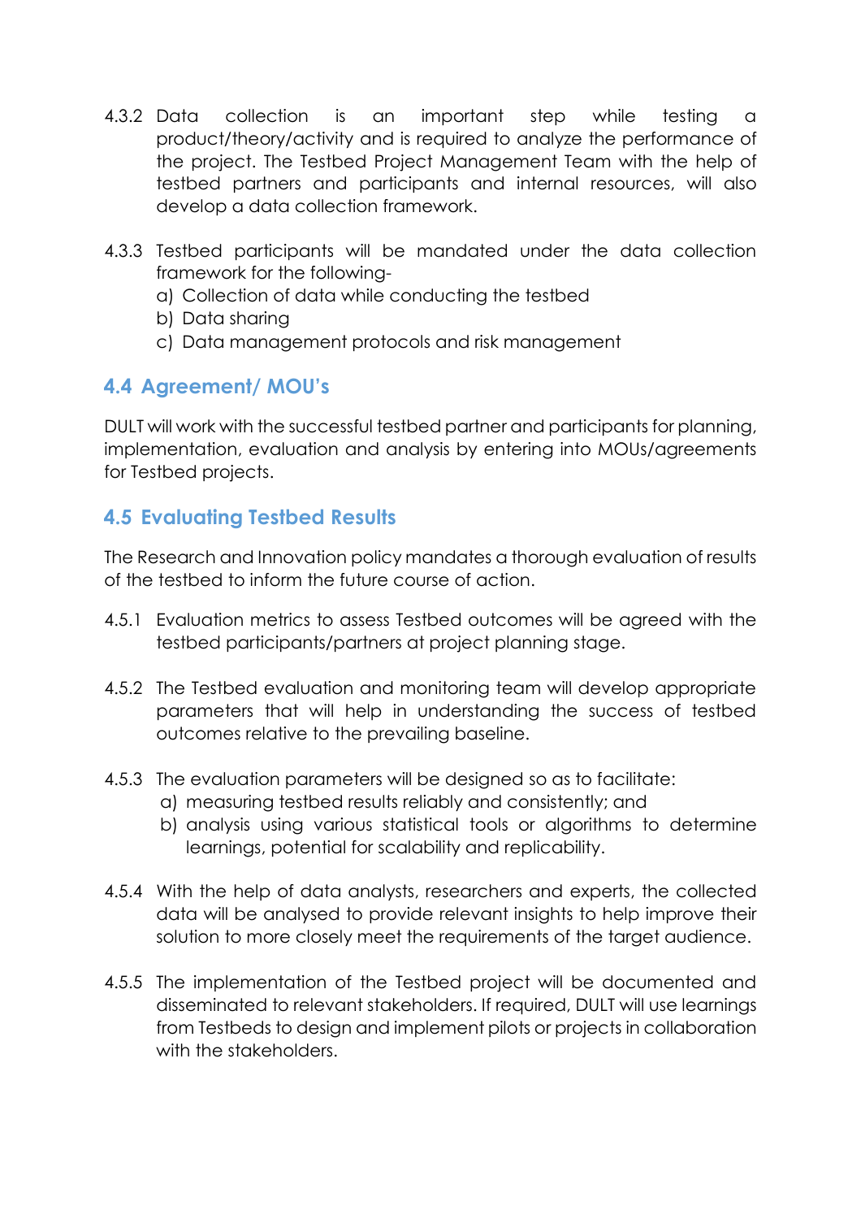4.3.2 Data collection is an important step while testing a product/theory/activity and is required to analyze the performance of the project. The Testbed Project Management Team with the help of testbed partners and participants and internal resources, will also develop a data collection framework.

4.3.3 Testbed participants will be mandated under the data collection framework for the following-

a) Collection of data while conducting the testbed
b) Data sharing
c) Data management protocols and risk management

## 4.4 Agreement/ MOU's

DULT will work with the successful testbed partner and participants for planning, implementation, evaluation and analysis by entering into MOUs/agreements for Testbed projects.

## 4.5 Evaluating Testbed Results

The Research and Innovation policy mandates a thorough evaluation of results of the testbed to inform the future course of action.

4.5.1 Evaluation metrics to assess Testbed outcomes will be agreed with the testbed participants/partners at project planning stage.

4.5.2 The Testbed evaluation and monitoring team will develop appropriate parameters that will help in understanding the success of testbed outcomes relative to the prevailing baseline.

4.5.3 The evaluation parameters will be designed so as to facilitate:

a) measuring testbed results reliably and consistently; and
b) analysis using various statistical tools or algorithms to determine learnings, potential for scalability and replicability.

4.5.4 With the help of data analysts, researchers and experts, the collected data will be analysed to provide relevant insights to help improve their solution to more closely meet the requirements of the target audience.

4.5.5 The implementation of the Testbed project will be documented and disseminated to relevant stakeholders. If required, DULT will use learnings from Testbeds to design and implement pilots or projects in collaboration with the stakeholders.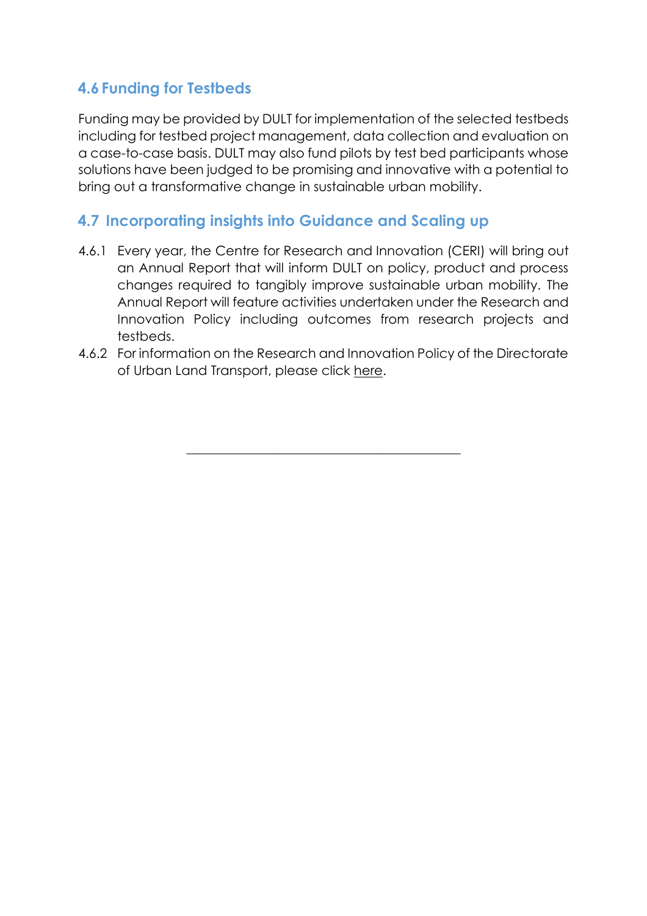## 4.6 Funding for Testbeds

Funding may be provided by DULT for implementation of the selected testbeds including for testbed project management, data collection and evaluation on a case-to-case basis. DULT may also fund pilots by test bed participants whose solutions have been judged to be promising and innovative with a potential to bring out a transformative change in sustainable urban mobility.

## 4.7 Incorporating insights into Guidance and Scaling up

4.6.1 Every year, the Centre for Research and Innovation (CERI) will bring out an Annual Report that will inform DULT on policy, product and process changes required to tangibly improve sustainable urban mobility. The Annual Report will feature activities undertaken under the Research and Innovation Policy including outcomes from research projects and testbeds.

4.6.2 For information on the Research and Innovation Policy of the Directorate of Urban Land Transport, please click here.

---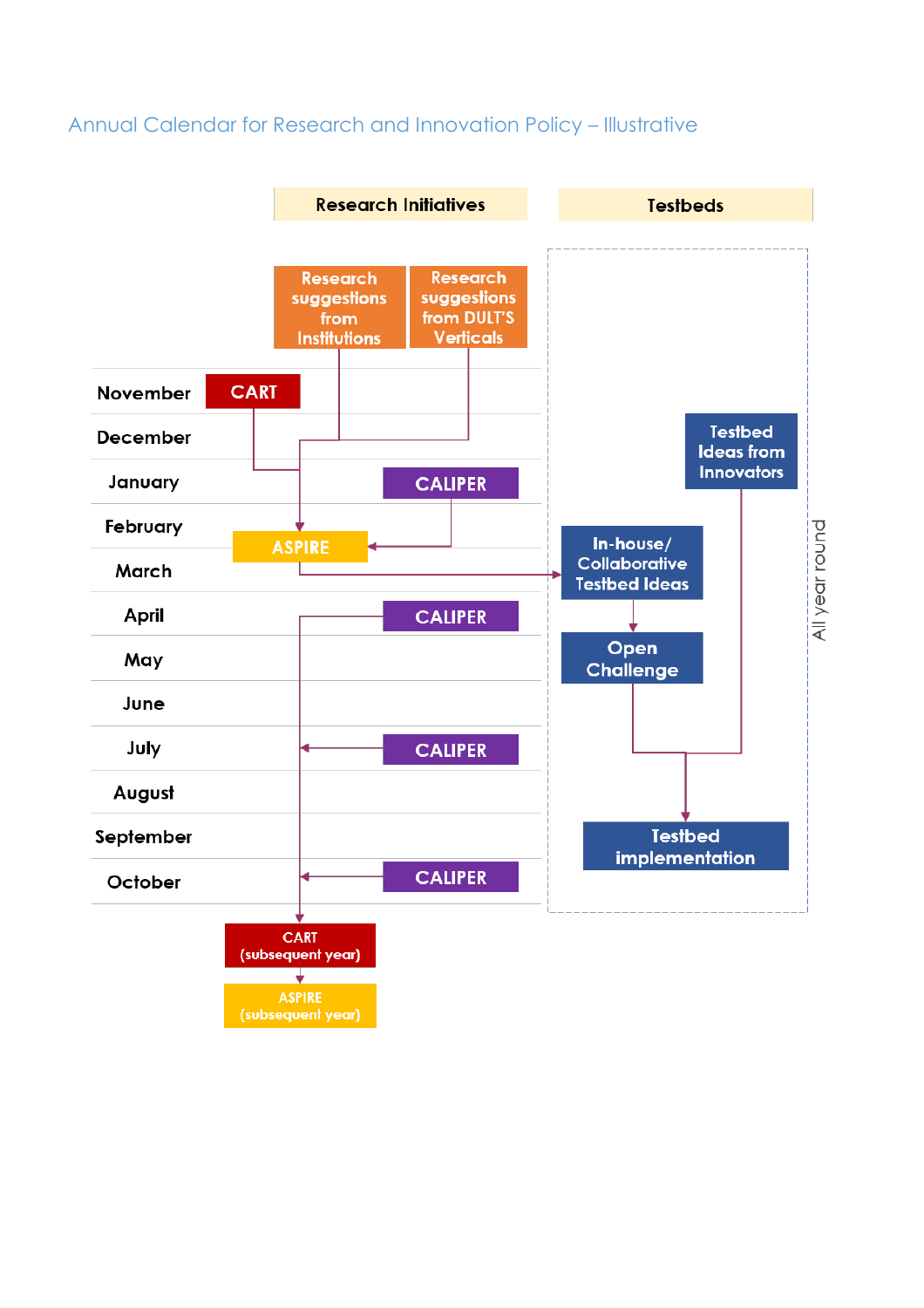Annual Calendar for Research and Innovation Policy – Illustrative

Research Initiatives

Testbeds

Research suggestions from Institutions

Research suggestions from DULT'S Verticals

November

CART

December

Testbed Ideas from Innovators

January

CALIPER

February

ASPIRE

In-house/ Collaborative Testbed Ideas

March

April

CALIPER

Open Challenge

May

June

July

CALIPER

August

Testbed implementation

September

October

CALIPER

All year round

CART (subsequent year)

ASPIRE (subsequent year)